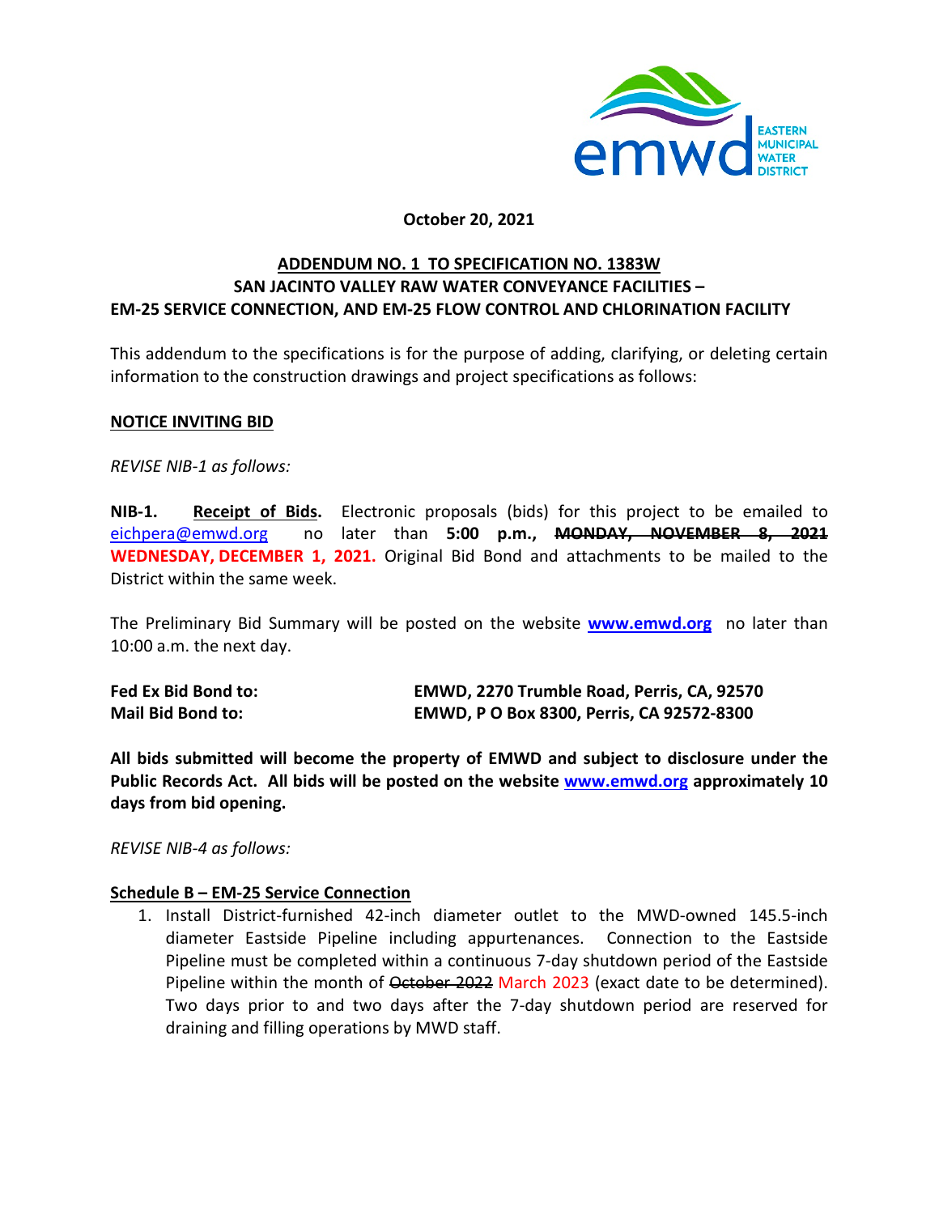October 20, 2021

**ADDENDUM NO. 1 TO SPECIFICATION NO. 1383W**
**SAN JACINTO VALLEY RAW WATER CONVEYANCE FACILITIES –**
**EM-25 SERVICE CONNECTION, AND EM-25 FLOW CONTROL AND CHLORINATION FACILITY**

This addendum to the specifications is for the purpose of adding, clarifying, or deleting certain information to the construction drawings and project specifications as follows:

**NOTICE INVITING BID**

*REVISE NIB-1 as follows:*

**NIB-1.** **Receipt of Bids.** Electronic proposals (bids) for this project to be emailed to eichpera@emwd.org no later than **5:00 p.m.,** **~~MONDAY, NOVEMBER 8, 2021~~** **WEDNESDAY, DECEMBER 1, 2021.** Original Bid Bond and attachments to be mailed to the District within the same week.

The Preliminary Bid Summary will be posted on the website **www.emwd.org** no later than 10:00 a.m. the next day.

| | |
|---|---|
| **Fed Ex Bid Bond to:** | **EMWD, 2270 Trumble Road, Perris, CA, 92570** |
| **Mail Bid Bond to:** | **EMWD, P O Box 8300, Perris, CA 92572-8300** |

**All bids submitted will become the property of EMWD and subject to disclosure under the Public Records Act. All bids will be posted on the website www.emwd.org approximately 10 days from bid opening.**

*REVISE NIB-4 as follows:*

**Schedule B – EM-25 Service Connection**

1. Install District-furnished 42-inch diameter outlet to the MWD-owned 145.5-inch diameter Eastside Pipeline including appurtenances. Connection to the Eastside Pipeline must be completed within a continuous 7-day shutdown period of the Eastside Pipeline within the month of ~~October 2022~~ March 2023 (exact date to be determined). Two days prior to and two days after the 7-day shutdown period are reserved for draining and filling operations by MWD staff.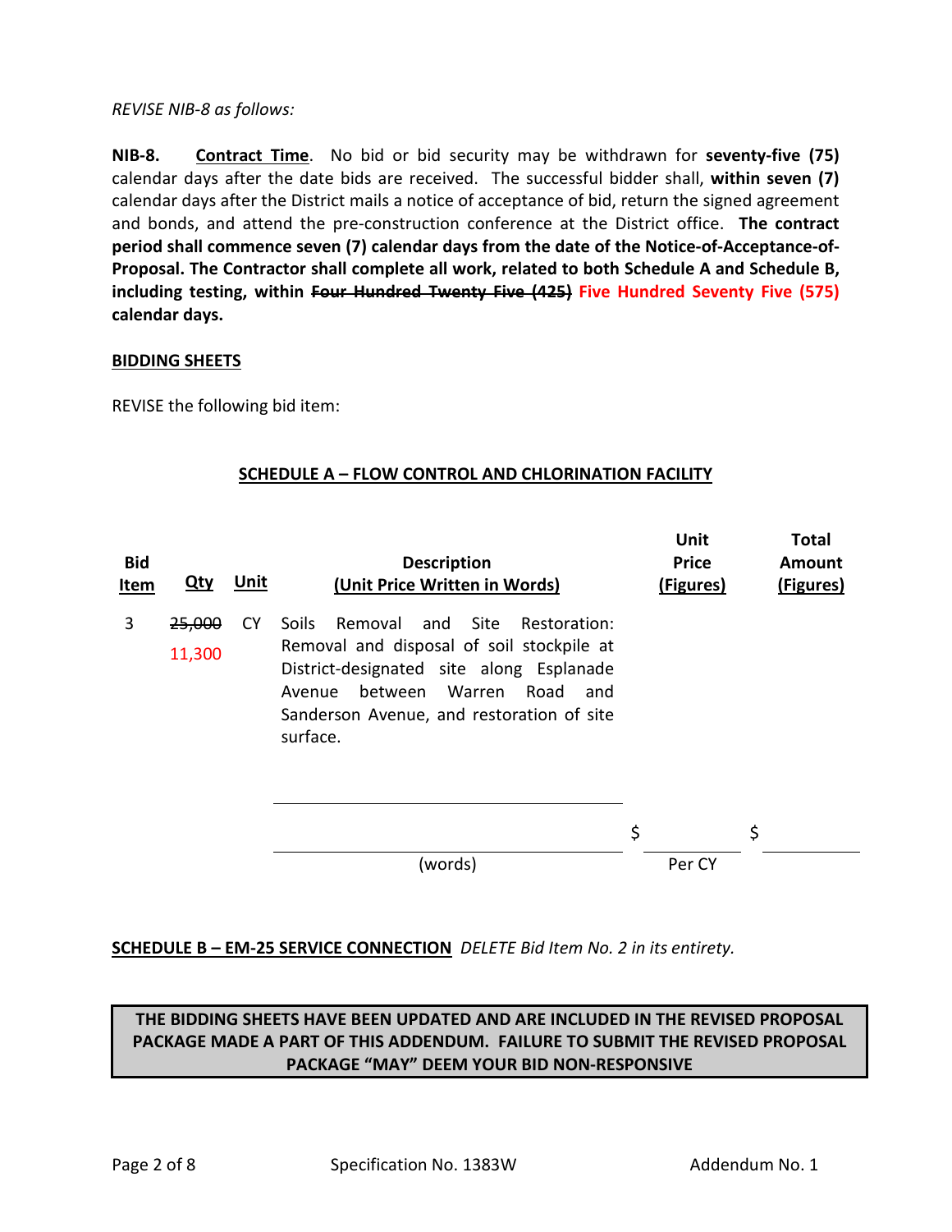*REVISE NIB-8 as follows:*

**NIB-8.** **Contract Time**. No bid or bid security may be withdrawn for **seventy-five (75)** calendar days after the date bids are received. The successful bidder shall, **within seven (7)** calendar days after the District mails a notice of acceptance of bid, return the signed agreement and bonds, and attend the pre-construction conference at the District office. **The contract period shall commence seven (7) calendar days from the date of the Notice-of-Acceptance-of-Proposal. The Contractor shall complete all work, related to both Schedule A and Schedule B, including testing, within ~~Four Hundred Twenty Five (425)~~ Five Hundred Seventy Five (575) calendar days.**

**BIDDING SHEETS**

REVISE the following bid item:

**SCHEDULE A – FLOW CONTROL AND CHLORINATION FACILITY**

| Bid Item | Qty | Unit | Description (Unit Price Written in Words) | Unit Price (Figures) | Total Amount (Figures) |
|---|---|---|---|---|---|
| 3 | ~~25,000~~ 11,300 | CY | Soils Removal and Site Restoration: Removal and disposal of soil stockpile at District-designated site along Esplanade Avenue between Warren Road and Sanderson Avenue, and restoration of site surface. | | |
| | | | ______________________________ | | |
| | | | ______________________________ (words) | $ ________ Per CY | $ ________ |

**SCHEDULE B – EM-25 SERVICE CONNECTION** *DELETE Bid Item No. 2 in its entirety.*

**THE BIDDING SHEETS HAVE BEEN UPDATED AND ARE INCLUDED IN THE REVISED PROPOSAL PACKAGE MADE A PART OF THIS ADDENDUM. FAILURE TO SUBMIT THE REVISED PROPOSAL PACKAGE "MAY" DEEM YOUR BID NON-RESPONSIVE**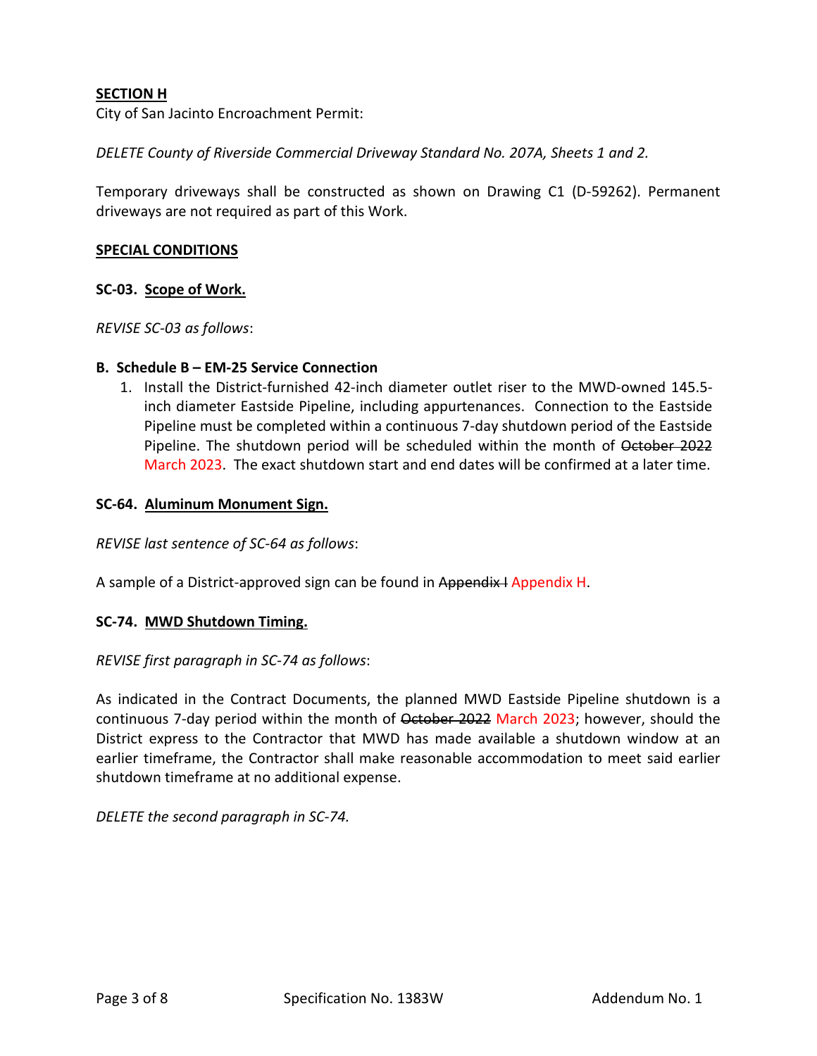**SECTION H**

City of San Jacinto Encroachment Permit:

*DELETE County of Riverside Commercial Driveway Standard No. 207A, Sheets 1 and 2.*

Temporary driveways shall be constructed as shown on Drawing C1 (D-59262). Permanent driveways are not required as part of this Work.

**SPECIAL CONDITIONS**

**SC-03. Scope of Work.**

*REVISE SC-03 as follows*:

**B. Schedule B – EM-25 Service Connection**

1. Install the District-furnished 42-inch diameter outlet riser to the MWD-owned 145.5-inch diameter Eastside Pipeline, including appurtenances. Connection to the Eastside Pipeline must be completed within a continuous 7-day shutdown period of the Eastside Pipeline. The shutdown period will be scheduled within the month of ~~October 2022~~ March 2023. The exact shutdown start and end dates will be confirmed at a later time.

**SC-64. Aluminum Monument Sign.**

*REVISE last sentence of SC-64 as follows*:

A sample of a District-approved sign can be found in ~~Appendix I~~ Appendix H.

**SC-74. MWD Shutdown Timing.**

*REVISE first paragraph in SC-74 as follows*:

As indicated in the Contract Documents, the planned MWD Eastside Pipeline shutdown is a continuous 7-day period within the month of ~~October 2022~~ March 2023; however, should the District express to the Contractor that MWD has made available a shutdown window at an earlier timeframe, the Contractor shall make reasonable accommodation to meet said earlier shutdown timeframe at no additional expense.

*DELETE the second paragraph in SC-74.*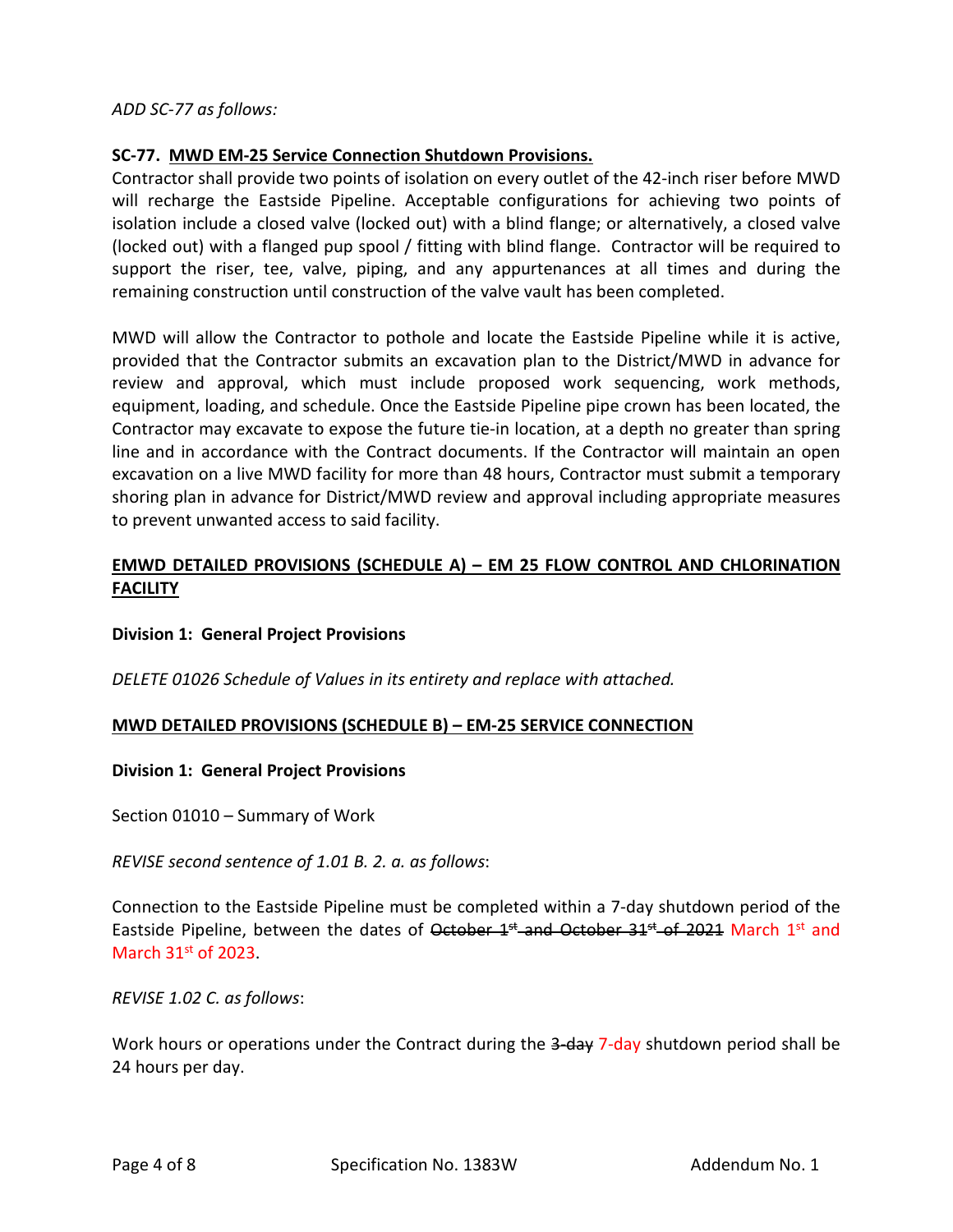*ADD SC-77 as follows:*

**SC-77. MWD EM-25 Service Connection Shutdown Provisions.**
Contractor shall provide two points of isolation on every outlet of the 42-inch riser before MWD will recharge the Eastside Pipeline. Acceptable configurations for achieving two points of isolation include a closed valve (locked out) with a blind flange; or alternatively, a closed valve (locked out) with a flanged pup spool / fitting with blind flange. Contractor will be required to support the riser, tee, valve, piping, and any appurtenances at all times and during the remaining construction until construction of the valve vault has been completed.

MWD will allow the Contractor to pothole and locate the Eastside Pipeline while it is active, provided that the Contractor submits an excavation plan to the District/MWD in advance for review and approval, which must include proposed work sequencing, work methods, equipment, loading, and schedule. Once the Eastside Pipeline pipe crown has been located, the Contractor may excavate to expose the future tie-in location, at a depth no greater than spring line and in accordance with the Contract documents. If the Contractor will maintain an open excavation on a live MWD facility for more than 48 hours, Contractor must submit a temporary shoring plan in advance for District/MWD review and approval including appropriate measures to prevent unwanted access to said facility.

**EMWD DETAILED PROVISIONS (SCHEDULE A) – EM 25 FLOW CONTROL AND CHLORINATION FACILITY**

**Division 1: General Project Provisions**

*DELETE 01026 Schedule of Values in its entirety and replace with attached.*

**MWD DETAILED PROVISIONS (SCHEDULE B) – EM-25 SERVICE CONNECTION**

**Division 1: General Project Provisions**

Section 01010 – Summary of Work

*REVISE second sentence of 1.01 B. 2. a. as follows*:

Connection to the Eastside Pipeline must be completed within a 7-day shutdown period of the Eastside Pipeline, between the dates of ~~October 1st and October 31st of 2021~~ March 1st and March 31st of 2023.

*REVISE 1.02 C. as follows*:

Work hours or operations under the Contract during the ~~3-day~~ 7-day shutdown period shall be 24 hours per day.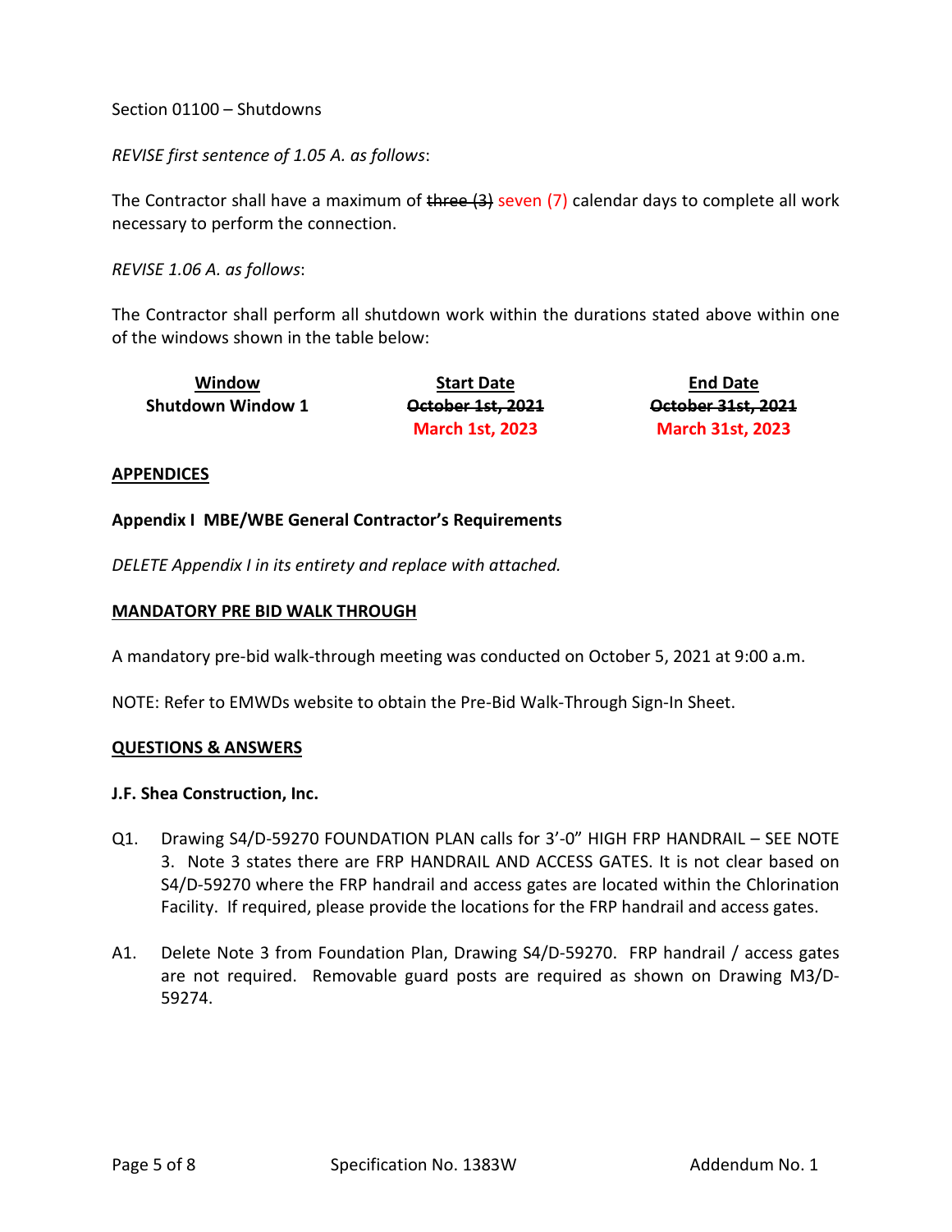Section 01100 – Shutdowns

*REVISE first sentence of 1.05 A. as follows*:

The Contractor shall have a maximum of ~~three (3)~~ seven (7) calendar days to complete all work necessary to perform the connection.

*REVISE 1.06 A. as follows*:

The Contractor shall perform all shutdown work within the durations stated above within one of the windows shown in the table below:

| Window | Start Date | End Date |
|---|---|---|
| **Shutdown Window 1** | ~~**October 1st, 2021**~~ | ~~**October 31st, 2021**~~ |
| | **March 1st, 2023** | **March 31st, 2023** |

**APPENDICES**

**Appendix I MBE/WBE General Contractor's Requirements**

*DELETE Appendix I in its entirety and replace with attached.*

**MANDATORY PRE BID WALK THROUGH**

A mandatory pre-bid walk-through meeting was conducted on October 5, 2021 at 9:00 a.m.

NOTE: Refer to EMWDs website to obtain the Pre-Bid Walk-Through Sign-In Sheet.

**QUESTIONS & ANSWERS**

**J.F. Shea Construction, Inc.**

Q1. Drawing S4/D-59270 FOUNDATION PLAN calls for 3'-0" HIGH FRP HANDRAIL – SEE NOTE 3. Note 3 states there are FRP HANDRAIL AND ACCESS GATES. It is not clear based on S4/D-59270 where the FRP handrail and access gates are located within the Chlorination Facility. If required, please provide the locations for the FRP handrail and access gates.

A1. Delete Note 3 from Foundation Plan, Drawing S4/D-59270. FRP handrail / access gates are not required. Removable guard posts are required as shown on Drawing M3/D-59274.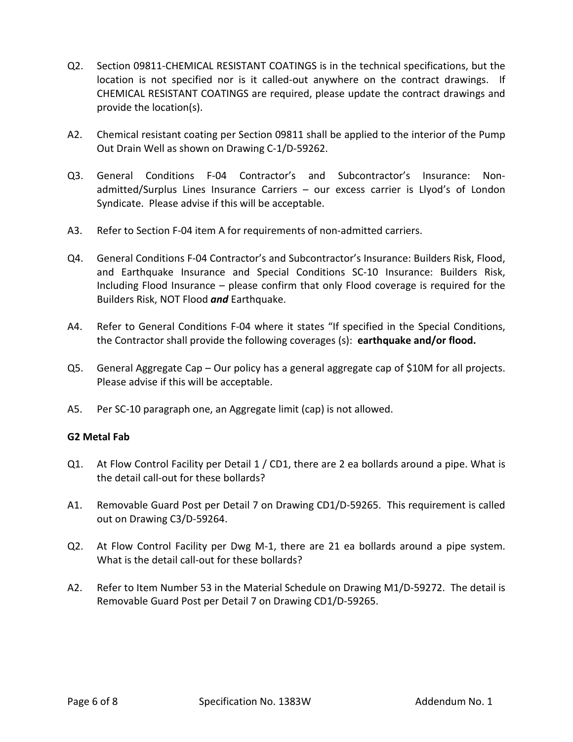Q2. Section 09811-CHEMICAL RESISTANT COATINGS is in the technical specifications, but the location is not specified nor is it called-out anywhere on the contract drawings. If CHEMICAL RESISTANT COATINGS are required, please update the contract drawings and provide the location(s).

A2. Chemical resistant coating per Section 09811 shall be applied to the interior of the Pump Out Drain Well as shown on Drawing C-1/D-59262.

Q3. General Conditions F-04 Contractor's and Subcontractor's Insurance: Non-admitted/Surplus Lines Insurance Carriers – our excess carrier is Llyod's of London Syndicate. Please advise if this will be acceptable.

A3. Refer to Section F-04 item A for requirements of non-admitted carriers.

Q4. General Conditions F-04 Contractor's and Subcontractor's Insurance: Builders Risk, Flood, and Earthquake Insurance and Special Conditions SC-10 Insurance: Builders Risk, Including Flood Insurance – please confirm that only Flood coverage is required for the Builders Risk, NOT Flood ***and*** Earthquake.

A4. Refer to General Conditions F-04 where it states "If specified in the Special Conditions, the Contractor shall provide the following coverages (s): **earthquake and/or flood.**

Q5. General Aggregate Cap – Our policy has a general aggregate cap of $10M for all projects. Please advise if this will be acceptable.

A5. Per SC-10 paragraph one, an Aggregate limit (cap) is not allowed.

**G2 Metal Fab**

Q1. At Flow Control Facility per Detail 1 / CD1, there are 2 ea bollards around a pipe. What is the detail call-out for these bollards?

A1. Removable Guard Post per Detail 7 on Drawing CD1/D-59265. This requirement is called out on Drawing C3/D-59264.

Q2. At Flow Control Facility per Dwg M-1, there are 21 ea bollards around a pipe system. What is the detail call-out for these bollards?

A2. Refer to Item Number 53 in the Material Schedule on Drawing M1/D-59272. The detail is Removable Guard Post per Detail 7 on Drawing CD1/D-59265.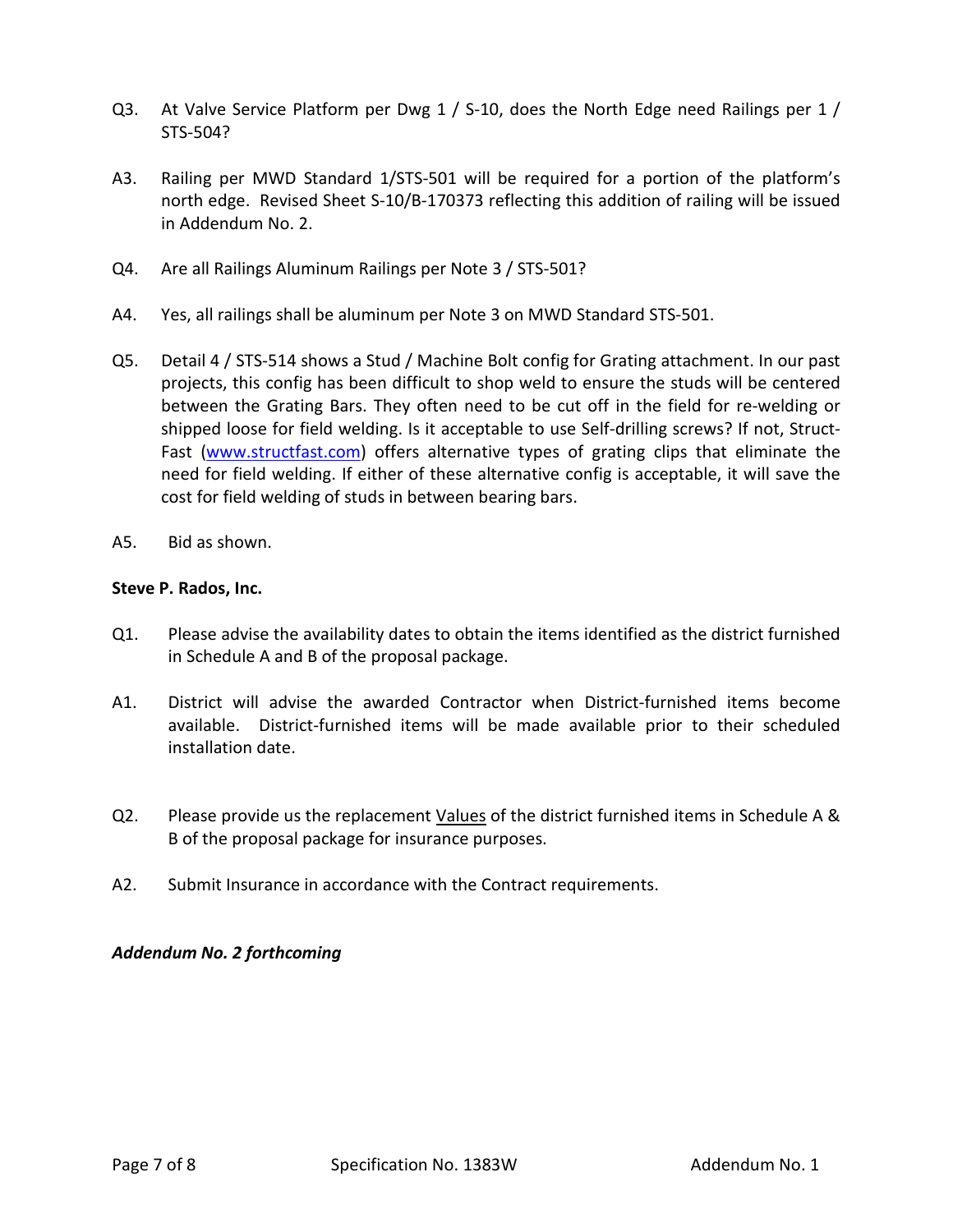Q3. At Valve Service Platform per Dwg 1 / S-10, does the North Edge need Railings per 1 / STS-504?

A3. Railing per MWD Standard 1/STS-501 will be required for a portion of the platform's north edge. Revised Sheet S-10/B-170373 reflecting this addition of railing will be issued in Addendum No. 2.

Q4. Are all Railings Aluminum Railings per Note 3 / STS-501?

A4. Yes, all railings shall be aluminum per Note 3 on MWD Standard STS-501.

Q5. Detail 4 / STS-514 shows a Stud / Machine Bolt config for Grating attachment. In our past projects, this config has been difficult to shop weld to ensure the studs will be centered between the Grating Bars. They often need to be cut off in the field for re-welding or shipped loose for field welding. Is it acceptable to use Self-drilling screws? If not, Struct-Fast (www.structfast.com) offers alternative types of grating clips that eliminate the need for field welding. If either of these alternative config is acceptable, it will save the cost for field welding of studs in between bearing bars.

A5. Bid as shown.

**Steve P. Rados, Inc.**

Q1. Please advise the availability dates to obtain the items identified as the district furnished in Schedule A and B of the proposal package.

A1. District will advise the awarded Contractor when District-furnished items become available. District-furnished items will be made available prior to their scheduled installation date.

Q2. Please provide us the replacement Values of the district furnished items in Schedule A & B of the proposal package for insurance purposes.

A2. Submit Insurance in accordance with the Contract requirements.

***Addendum No. 2 forthcoming***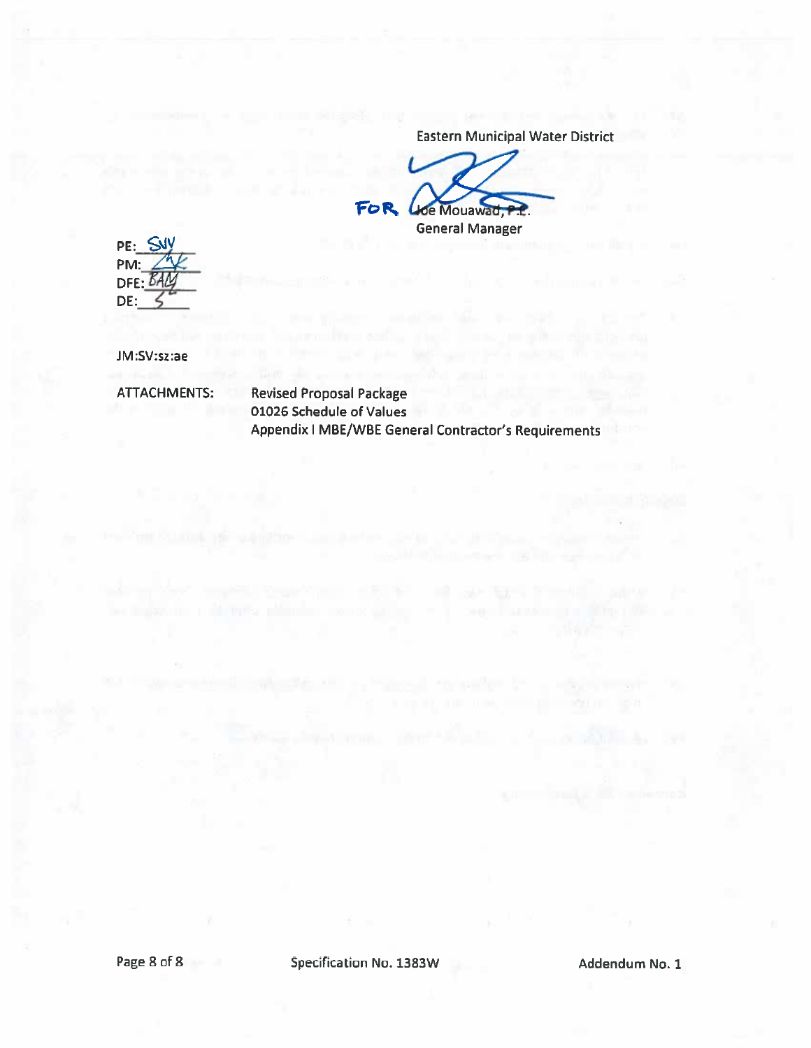Eastern Municipal Water District

FOR Joe Mouawad, P.E.
General Manager

PE: SVV
PM: ZNK
DFE: BAM
DE: S

JM:SV:sz:ae

ATTACHMENTS:
Revised Proposal Package
01026 Schedule of Values
Appendix I MBE/WBE General Contractor's Requirements